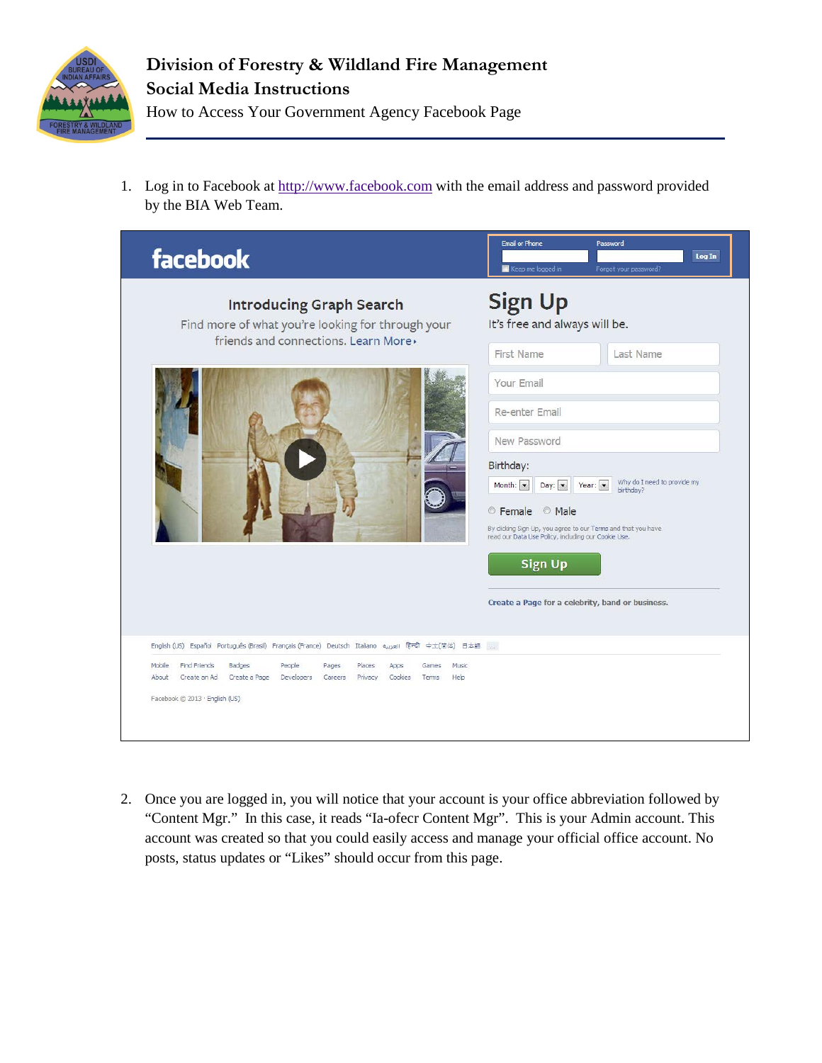# Division of Forestry & Wildland Fire Management

## Social Media Instructions

How to Access Your Government Agency Facebook Page

1. Log in to Facebook at http://www.facebook.com with the email address and password provided by the BIA Web Team.

2. Once you are logged in, you will notice that your account is your office abbreviation followed by "Content Mgr." In this case, it reads "Ia-ofecr Content Mgr". This is your Admin account. This account was created so that you could easily access and manage your official office account. No posts, status updates or "Likes" should occur from this page.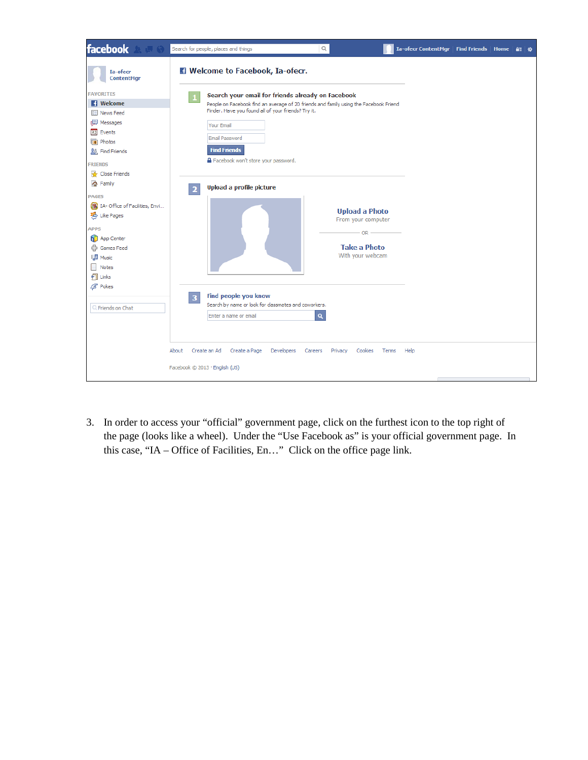3. In order to access your "official" government page, click on the furthest icon to the top right of the page (looks like a wheel). Under the "Use Facebook as" is your official government page. In this case, "IA – Office of Facilities, En…" Click on the office page link.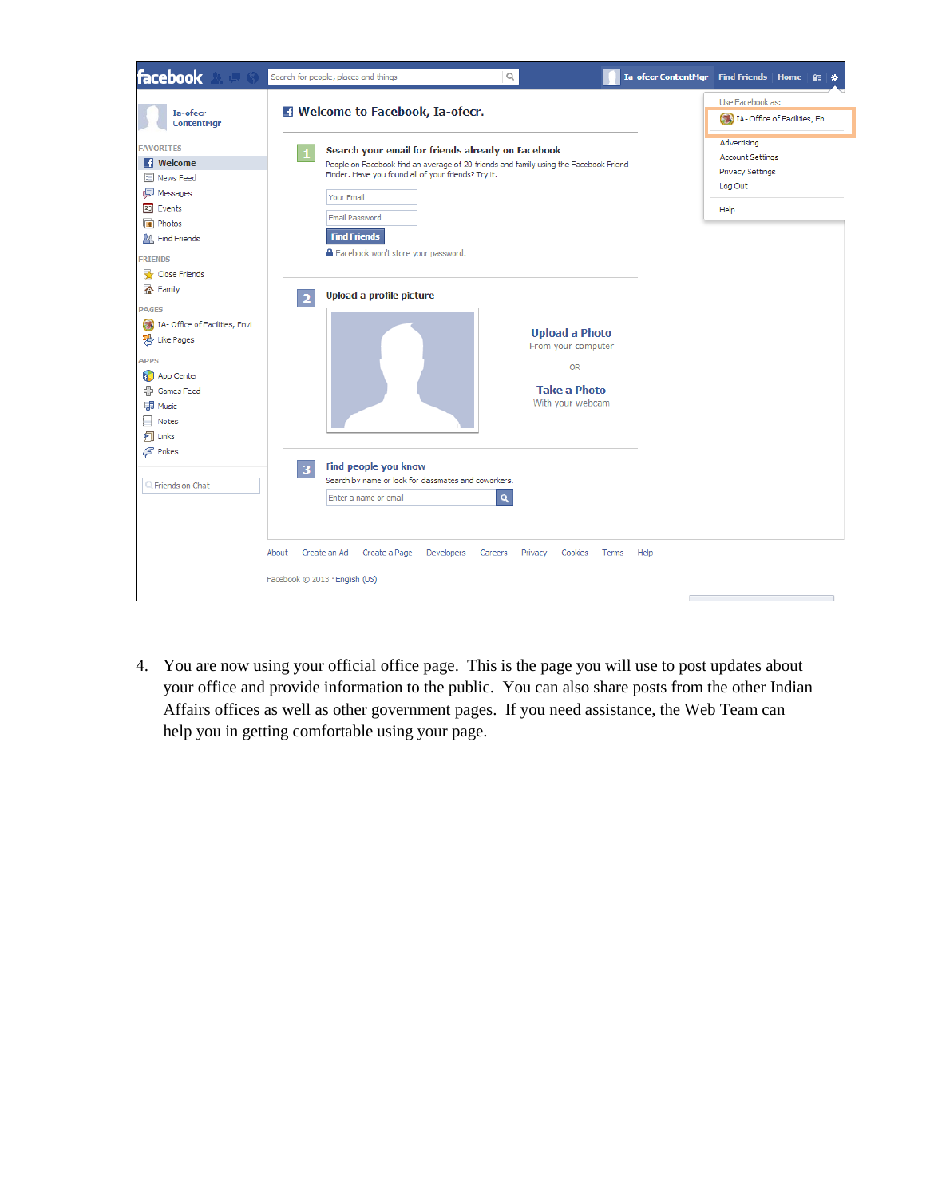4. You are now using your official office page. This is the page you will use to post updates about your office and provide information to the public. You can also share posts from the other Indian Affairs offices as well as other government pages. If you need assistance, the Web Team can help you in getting comfortable using your page.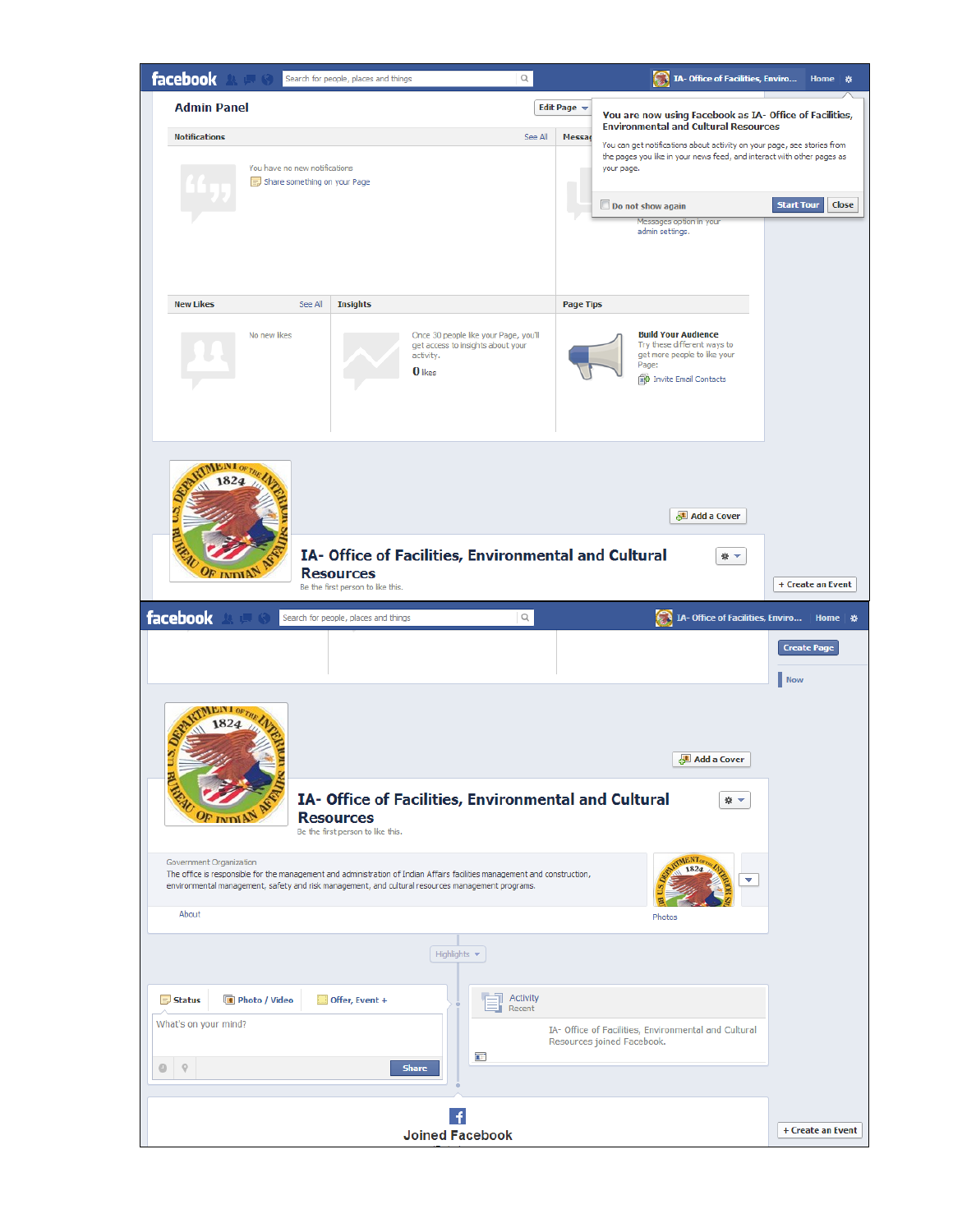facebook

Search for people, places and things

IA- Office of Facilities, Enviro... Home

## Admin Panel

Edit Page

**You are now using Facebook as IA- Office of Facilities, Environmental and Cultural Resources**

You can get notifications about activity on your page, see stories from the pages you like in your news feed, and interact with other pages as your page.

Do not show again | Start Tour | Close

**Notifications** See All

You have no new notifications

Share something on your Page

**Messages**

Messages option in your admin settings.

**New Likes** See All

No new likes

**Insights**

Once 30 people like your Page, you'll get access to Insights about your activity.

**0** likes

**Page Tips**

**Build Your Audience**

Try these different ways to get more people to like your Page:

Invite Email Contacts

Add a Cover

## IA- Office of Facilities, Environmental and Cultural Resources

Be the first person to like this.

+ Create an Event

---

facebook

Search for people, places and things

IA- Office of Facilities, Enviro... Home

Create Page

Now

Add a Cover

## IA- Office of Facilities, Environmental and Cultural Resources

Be the first person to like this.

Government Organization

The office is responsible for the management and administration of Indian Affairs facilities management and construction, environmental management, safety and risk management, and cultural resources management programs.

About

Photos

Highlights

Status | Photo / Video | Offer, Event +

What's on your mind?

Share

Activity

Recent

IA- Office of Facilities, Environmental and Cultural Resources joined Facebook.

**Joined Facebook**

+ Create an Event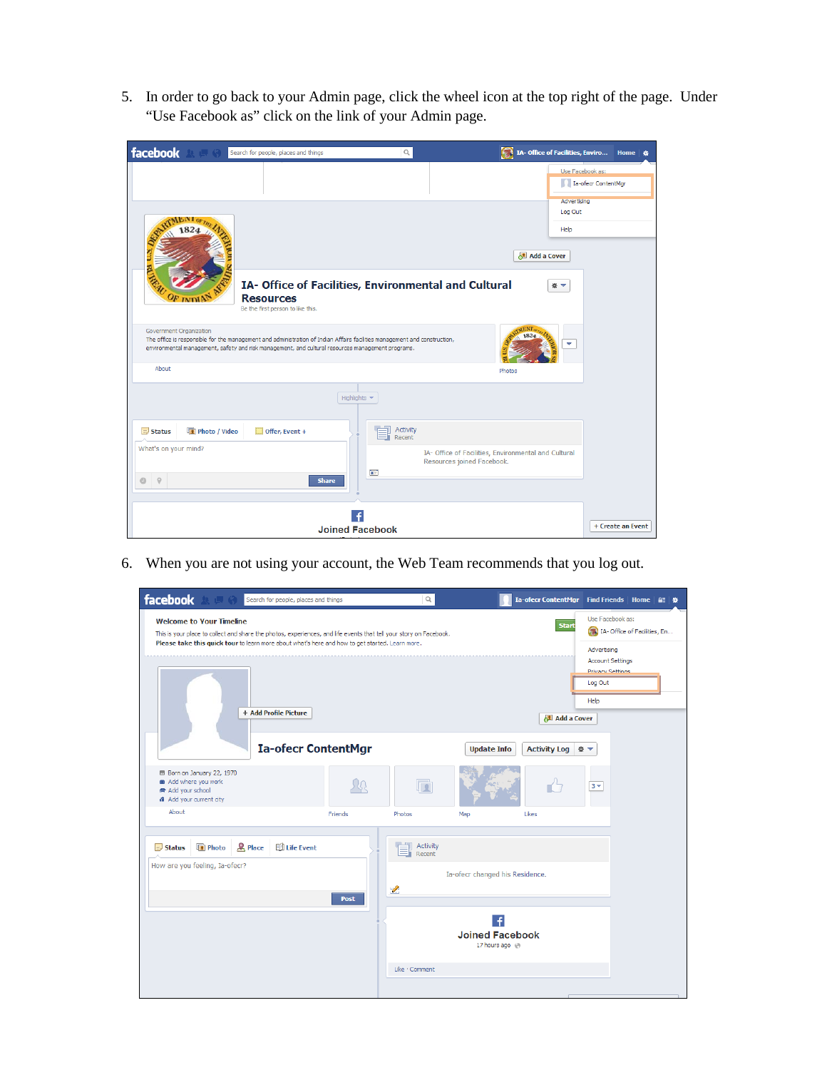5. In order to go back to your Admin page, click the wheel icon at the top right of the page. Under "Use Facebook as" click on the link of your Admin page.

6. When you are not using your account, the Web Team recommends that you log out.